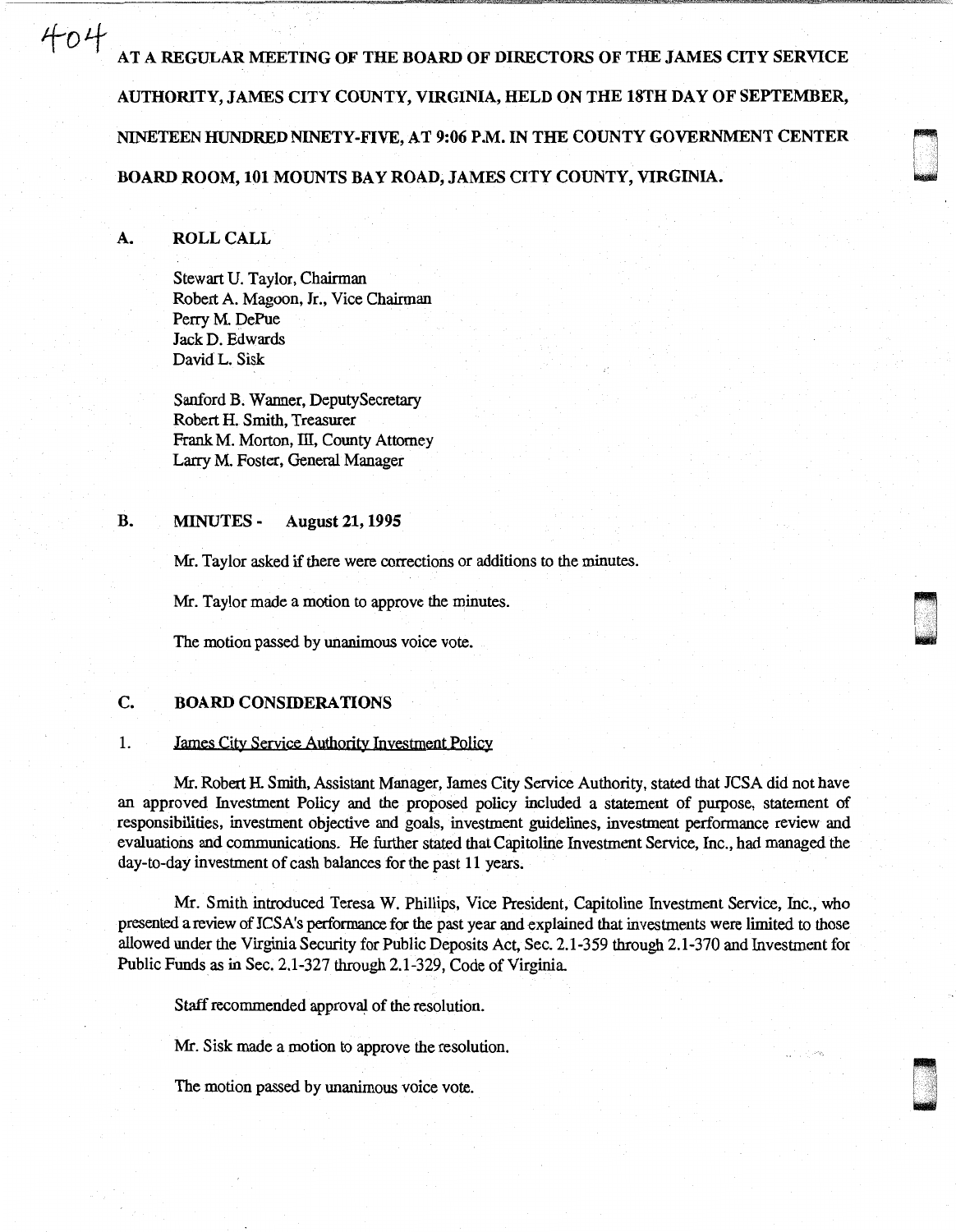AT A REGULAR MEETING OF THE BOARD OF DIRECTORS OF THE JAMES CITY SERVICE AUTHORITY, JAMES CITY COUNTY, VIRGINIA, HELD ON THE 18TH DAY OF SEPTEMBER, NINETEEN HUNDRED NINETY-FIVE, AT 9:06 P.M. IN THE COUNTY GOVERNMENT CENTER BOARD ROOM, 101 MOUNTS BAY ROAD, JAMES CITY COUNTY, VIRGINIA.

## A. ROLL CALL

Stewart U. Taylor, Chairman
Robert A. Magoon, Jr., Vice Chairman
Perry M. DePue
Jack D. Edwards
David L. Sisk

Sanford B. Wanner, DeputySecretary
Robert H. Smith, Treasurer
Frank M. Morton, III, County Attorney
Larry M. Foster, General Manager

## B. MINUTES - August 21, 1995

Mr. Taylor asked if there were corrections or additions to the minutes.

Mr. Taylor made a motion to approve the minutes.

The motion passed by unanimous voice vote.

## C. BOARD CONSIDERATIONS

1. James City Service Authority Investment Policy

Mr. Robert H. Smith, Assistant Manager, James City Service Authority, stated that JCSA did not have an approved Investment Policy and the proposed policy included a statement of purpose, statement of responsibilities, investment objective and goals, investment guidelines, investment performance review and evaluations and communications. He further stated that Capitoline Investment Service, Inc., had managed the day-to-day investment of cash balances for the past 11 years.

Mr. Smith introduced Teresa W. Phillips, Vice President, Capitoline Investment Service, Inc., who presented a review of JCSA's performance for the past year and explained that investments were limited to those allowed under the Virginia Security for Public Deposits Act, Sec. 2.1-359 through 2.1-370 and Investment for Public Funds as in Sec. 2.1-327 through 2.1-329, Code of Virginia.

Staff recommended approval of the resolution.

Mr. Sisk made a motion to approve the resolution.

The motion passed by unanimous voice vote.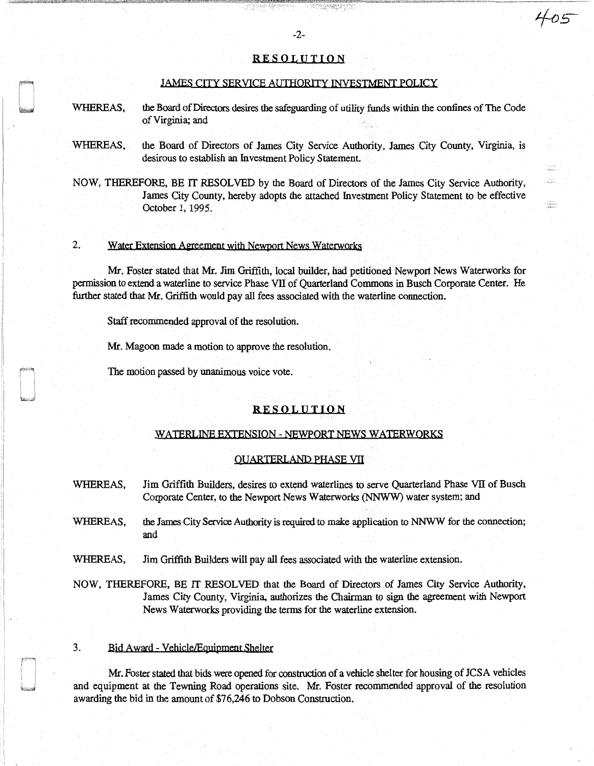## RESOLUTION

### JAMES CITY SERVICE AUTHORITY INVESTMENT POLICY

WHEREAS, the Board of Directors desires the safeguarding of utility funds within the confines of The Code of Virginia; and

WHEREAS, the Board of Directors of James City Service Authority, James City County, Virginia, is desirous to establish an Investment Policy Statement.

NOW, THEREFORE, BE IT RESOLVED by the Board of Directors of the James City Service Authority, James City County, hereby adopts the attached Investment Policy Statement to be effective October 1, 1995.

2. Water Extension Agreement with Newport News Waterworks

Mr. Foster stated that Mr. Jim Griffith, local builder, had petitioned Newport News Waterworks for permission to extend a waterline to service Phase VII of Quarterland Commons in Busch Corporate Center. He further stated that Mr. Griffith would pay all fees associated with the waterline connection.

Staff recommended approval of the resolution.

Mr. Magoon made a motion to approve the resolution.

The motion passed by unanimous voice vote.

## RESOLUTION

### WATERLINE EXTENSION - NEWPORT NEWS WATERWORKS

### QUARTERLAND PHASE VII

WHEREAS, Jim Griffith Builders, desires to extend waterlines to serve Quarterland Phase VII of Busch Corporate Center, to the Newport News Waterworks (NNWW) water system; and

WHEREAS, the James City Service Authority is required to make application to NNWW for the connection; and

WHEREAS, Jim Griffith Builders will pay all fees associated with the waterline extension.

NOW, THEREFORE, BE IT RESOLVED that the Board of Directors of James City Service Authority, James City County, Virginia, authorizes the Chairman to sign the agreement with Newport News Waterworks providing the terms for the waterline extension.

3. Bid Award - Vehicle/Equipment Shelter

Mr. Foster stated that bids were opened for construction of a vehicle shelter for housing of JCSA vehicles and equipment at the Tewning Road operations site. Mr. Foster recommended approval of the resolution awarding the bid in the amount of $76,246 to Dobson Construction.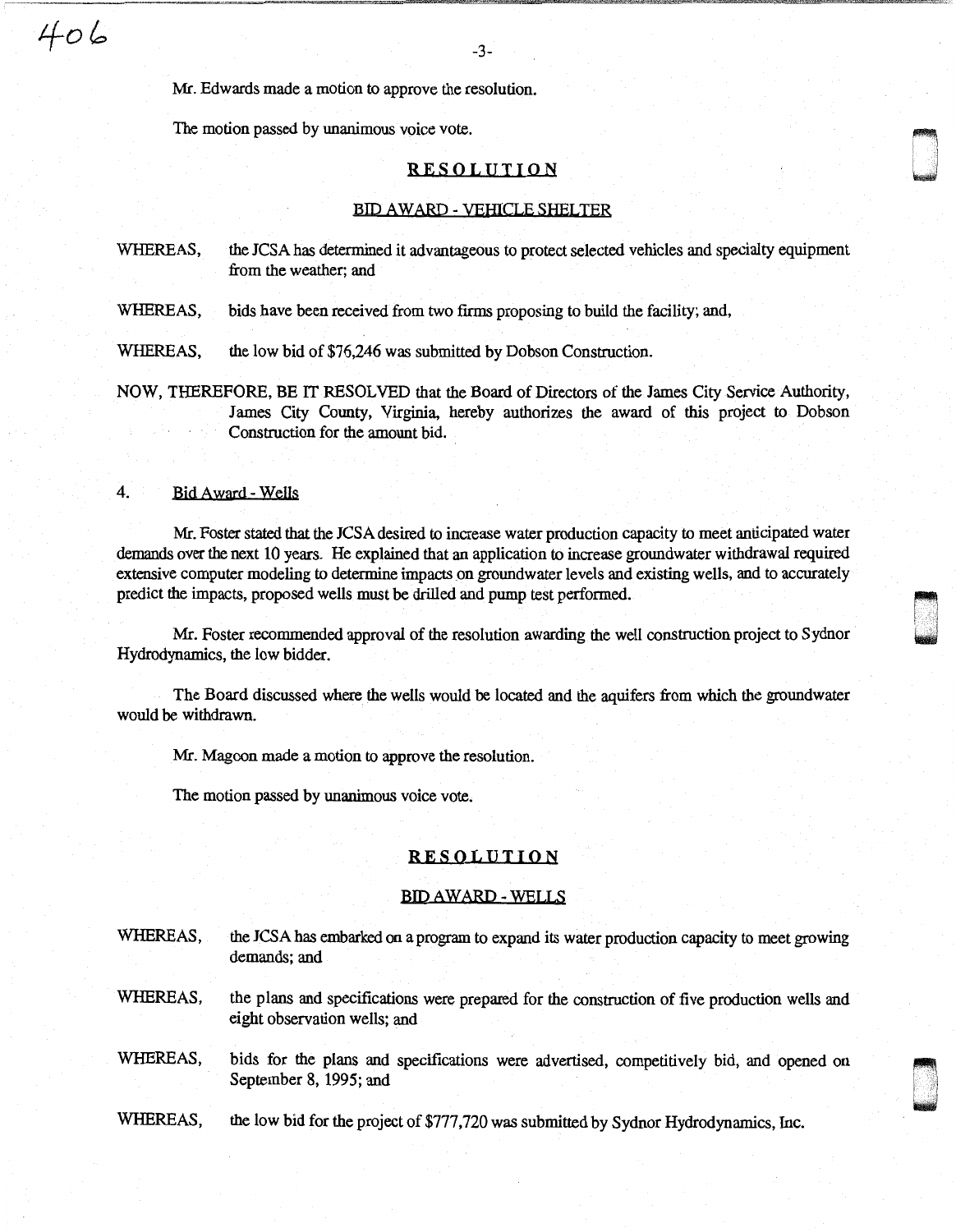406

Mr. Edwards made a motion to approve the resolution.

The motion passed by unanimous voice vote.

**RESOLUTION**

BID AWARD - VEHICLE SHELTER

WHEREAS, the JCSA has determined it advantageous to protect selected vehicles and specialty equipment from the weather; and

WHEREAS, bids have been received from two firms proposing to build the facility; and,

WHEREAS, the low bid of $76,246 was submitted by Dobson Construction.

NOW, THEREFORE, BE IT RESOLVED that the Board of Directors of the James City Service Authority, James City County, Virginia, hereby authorizes the award of this project to Dobson Construction for the amount bid.

4. Bid Award - Wells

Mr. Foster stated that the JCSA desired to increase water production capacity to meet anticipated water demands over the next 10 years. He explained that an application to increase groundwater withdrawal required extensive computer modeling to determine impacts on groundwater levels and existing wells, and to accurately predict the impacts, proposed wells must be drilled and pump test performed.

Mr. Foster recommended approval of the resolution awarding the well construction project to Sydnor Hydrodynamics, the low bidder.

The Board discussed where the wells would be located and the aquifers from which the groundwater would be withdrawn.

Mr. Magoon made a motion to approve the resolution.

The motion passed by unanimous voice vote.

**RESOLUTION**

BID AWARD - WELLS

WHEREAS, the JCSA has embarked on a program to expand its water production capacity to meet growing demands; and

WHEREAS, the plans and specifications were prepared for the construction of five production wells and eight observation wells; and

WHEREAS, bids for the plans and specifications were advertised, competitively bid, and opened on September 8, 1995; and

WHEREAS, the low bid for the project of $777,720 was submitted by Sydnor Hydrodynamics, Inc.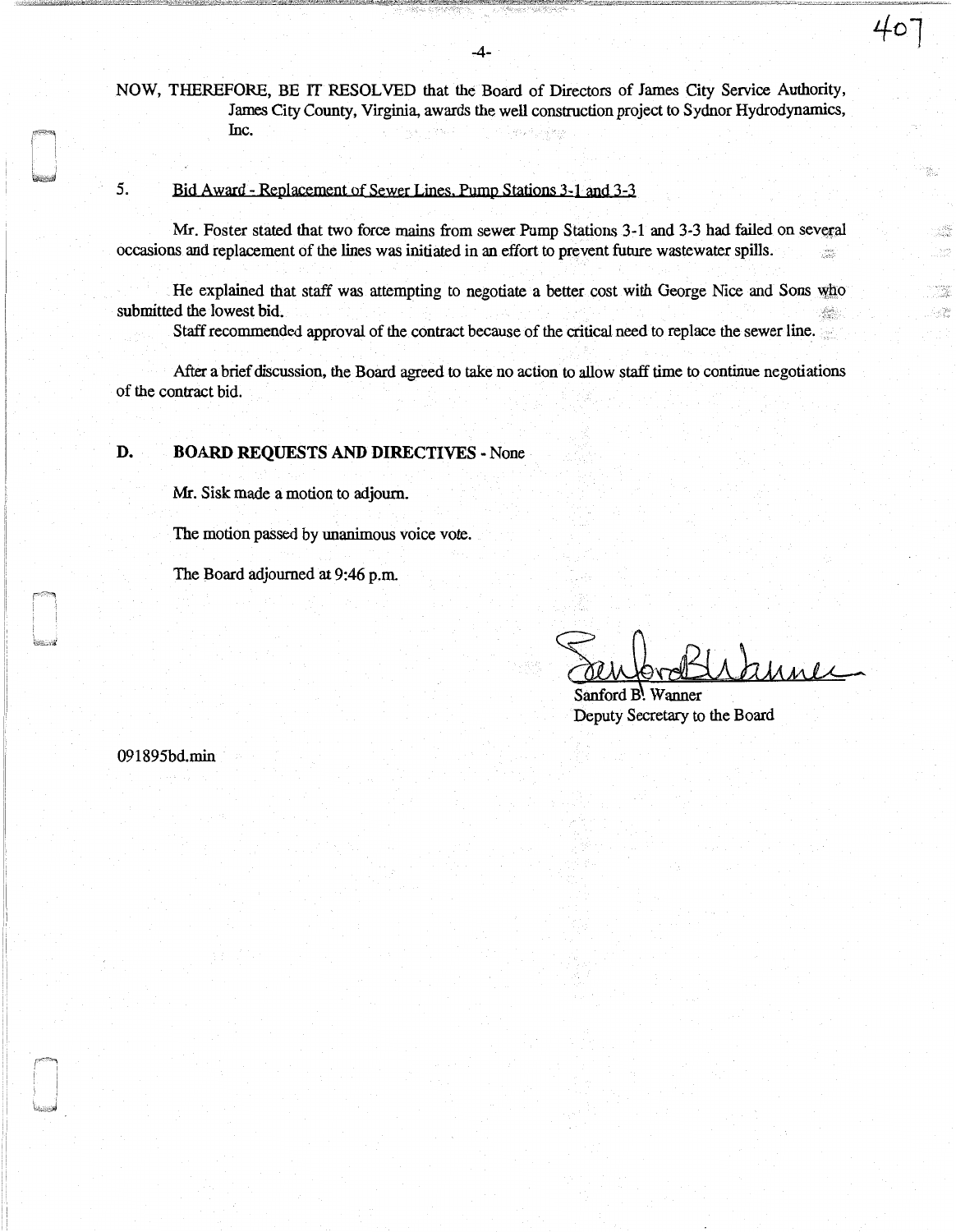NOW, THEREFORE, BE IT RESOLVED that the Board of Directors of James City Service Authority, James City County, Virginia, awards the well construction project to Sydnor Hydrodynamics, Inc.

5. Bid Award - Replacement of Sewer Lines, Pump Stations 3-1 and 3-3

Mr. Foster stated that two force mains from sewer Pump Stations 3-1 and 3-3 had failed on several occasions and replacement of the lines was initiated in an effort to prevent future wastewater spills.

He explained that staff was attempting to negotiate a better cost with George Nice and Sons who submitted the lowest bid.

Staff recommended approval of the contract because of the critical need to replace the sewer line.

After a brief discussion, the Board agreed to take no action to allow staff time to continue negotiations of the contract bid.

**D. BOARD REQUESTS AND DIRECTIVES** - None

Mr. Sisk made a motion to adjourn.

The motion passed by unanimous voice vote.

The Board adjourned at 9:46 p.m.

Sanford B. Wanner
Deputy Secretary to the Board

091895bd.min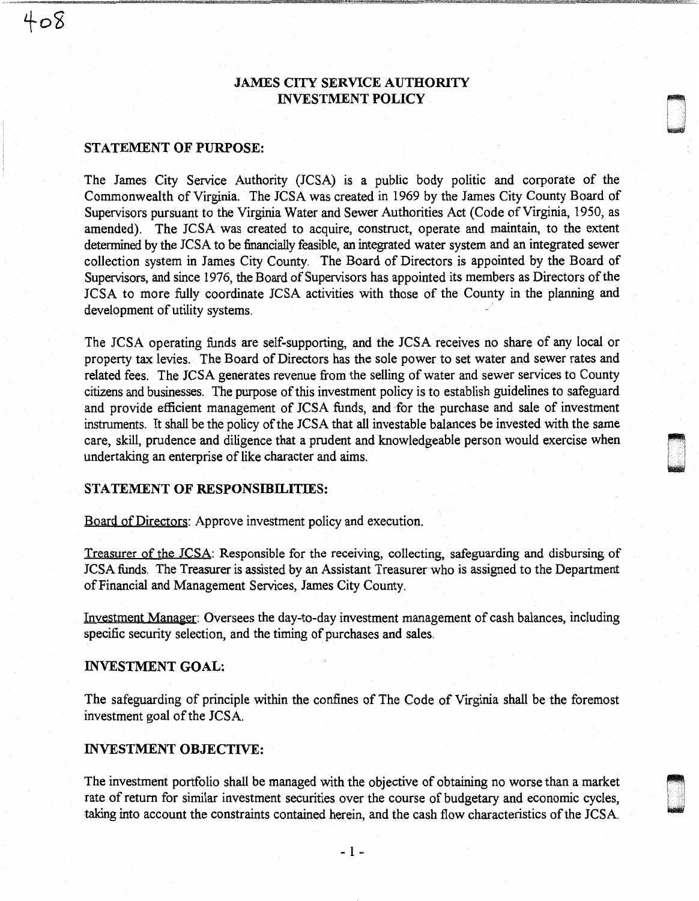# JAMES CITY SERVICE AUTHORITY INVESTMENT POLICY

## STATEMENT OF PURPOSE:

The James City Service Authority (JCSA) is a public body politic and corporate of the Commonwealth of Virginia. The JCSA was created in 1969 by the James City County Board of Supervisors pursuant to the Virginia Water and Sewer Authorities Act (Code of Virginia, 1950, as amended). The JCSA was created to acquire, construct, operate and maintain, to the extent determined by the JCSA to be financially feasible, an integrated water system and an integrated sewer collection system in James City County. The Board of Directors is appointed by the Board of Supervisors, and since 1976, the Board of Supervisors has appointed its members as Directors of the JCSA to more fully coordinate JCSA activities with those of the County in the planning and development of utility systems.

The JCSA operating funds are self-supporting, and the JCSA receives no share of any local or property tax levies. The Board of Directors has the sole power to set water and sewer rates and related fees. The JCSA generates revenue from the selling of water and sewer services to County citizens and businesses. The purpose of this investment policy is to establish guidelines to safeguard and provide efficient management of JCSA funds, and for the purchase and sale of investment instruments. It shall be the policy of the JCSA that all investable balances be invested with the same care, skill, prudence and diligence that a prudent and knowledgeable person would exercise when undertaking an enterprise of like character and aims.

## STATEMENT OF RESPONSIBILITIES:

Board of Directors: Approve investment policy and execution.

Treasurer of the JCSA: Responsible for the receiving, collecting, safeguarding and disbursing of JCSA funds. The Treasurer is assisted by an Assistant Treasurer who is assigned to the Department of Financial and Management Services, James City County.

Investment Manager: Oversees the day-to-day investment management of cash balances, including specific security selection, and the timing of purchases and sales.

## INVESTMENT GOAL:

The safeguarding of principle within the confines of The Code of Virginia shall be the foremost investment goal of the JCSA.

## INVESTMENT OBJECTIVE:

The investment portfolio shall be managed with the objective of obtaining no worse than a market rate of return for similar investment securities over the course of budgetary and economic cycles, taking into account the constraints contained herein, and the cash flow characteristics of the JCSA.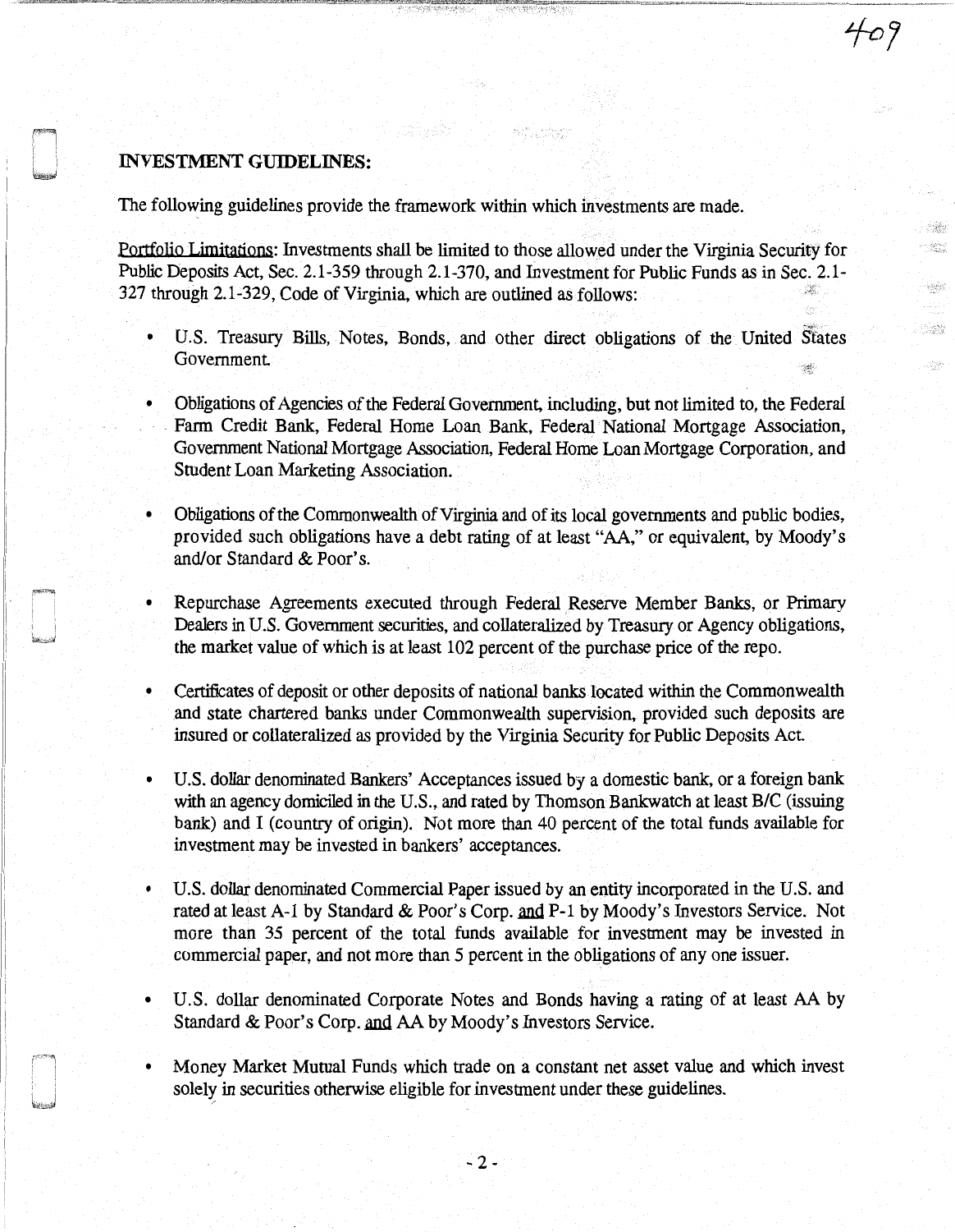## INVESTMENT GUIDELINES:

The following guidelines provide the framework within which investments are made.

Portfolio Limitations: Investments shall be limited to those allowed under the Virginia Security for Public Deposits Act, Sec. 2.1-359 through 2.1-370, and Investment for Public Funds as in Sec. 2.1-327 through 2.1-329, Code of Virginia, which are outlined as follows:

- U.S. Treasury Bills, Notes, Bonds, and other direct obligations of the United States Government.
- Obligations of Agencies of the Federal Government, including, but not limited to, the Federal Farm Credit Bank, Federal Home Loan Bank, Federal National Mortgage Association, Government National Mortgage Association, Federal Home Loan Mortgage Corporation, and Student Loan Marketing Association.
- Obligations of the Commonwealth of Virginia and of its local governments and public bodies, provided such obligations have a debt rating of at least "AA," or equivalent, by Moody's and/or Standard & Poor's.
- Repurchase Agreements executed through Federal Reserve Member Banks, or Primary Dealers in U.S. Government securities, and collateralized by Treasury or Agency obligations, the market value of which is at least 102 percent of the purchase price of the repo.
- Certificates of deposit or other deposits of national banks located within the Commonwealth and state chartered banks under Commonwealth supervision, provided such deposits are insured or collateralized as provided by the Virginia Security for Public Deposits Act.
- U.S. dollar denominated Bankers' Acceptances issued by a domestic bank, or a foreign bank with an agency domiciled in the U.S., and rated by Thomson Bankwatch at least B/C (issuing bank) and I (country of origin). Not more than 40 percent of the total funds available for investment may be invested in bankers' acceptances.
- U.S. dollar denominated Commercial Paper issued by an entity incorporated in the U.S. and rated at least A-1 by Standard & Poor's Corp. and P-1 by Moody's Investors Service. Not more than 35 percent of the total funds available for investment may be invested in commercial paper, and not more than 5 percent in the obligations of any one issuer.
- U.S. dollar denominated Corporate Notes and Bonds having a rating of at least AA by Standard & Poor's Corp. and AA by Moody's Investors Service.
- Money Market Mutual Funds which trade on a constant net asset value and which invest solely in securities otherwise eligible for investment under these guidelines.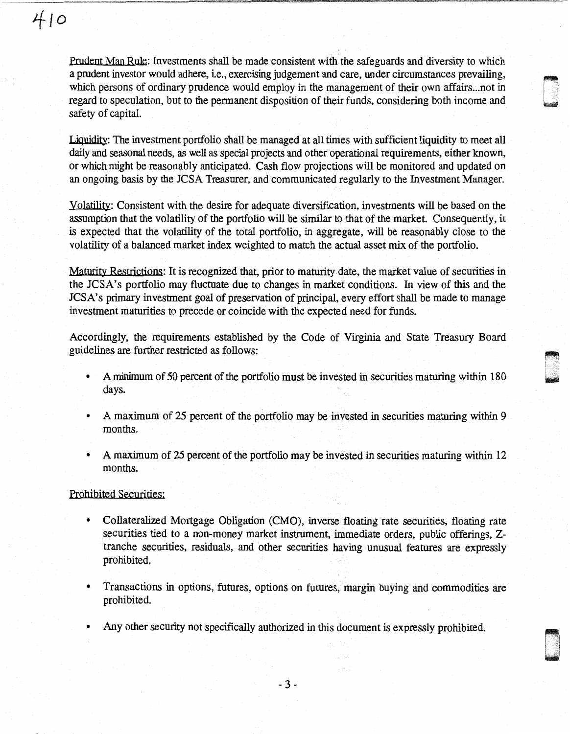Prudent Man Rule: Investments shall be made consistent with the safeguards and diversity to which a prudent investor would adhere, i.e., exercising judgement and care, under circumstances prevailing, which persons of ordinary prudence would employ in the management of their own affairs...not in regard to speculation, but to the permanent disposition of their funds, considering both income and safety of capital.

Liquidity: The investment portfolio shall be managed at all times with sufficient liquidity to meet all daily and seasonal needs, as well as special projects and other operational requirements, either known, or which might be reasonably anticipated. Cash flow projections will be monitored and updated on an ongoing basis by the JCSA Treasurer, and communicated regularly to the Investment Manager.

Volatility: Consistent with the desire for adequate diversification, investments will be based on the assumption that the volatility of the portfolio will be similar to that of the market. Consequently, it is expected that the volatility of the total portfolio, in aggregate, will be reasonably close to the volatility of a balanced market index weighted to match the actual asset mix of the portfolio.

Maturity Restrictions: It is recognized that, prior to maturity date, the market value of securities in the JCSA's portfolio may fluctuate due to changes in market conditions. In view of this and the JCSA's primary investment goal of preservation of principal, every effort shall be made to manage investment maturities to precede or coincide with the expected need for funds.

Accordingly, the requirements established by the Code of Virginia and State Treasury Board guidelines are further restricted as follows:

- A minimum of 50 percent of the portfolio must be invested in securities maturing within 180 days.
- A maximum of 25 percent of the portfolio may be invested in securities maturing within 9 months.
- A maximum of 25 percent of the portfolio may be invested in securities maturing within 12 months.

Prohibited Securities:

- Collateralized Mortgage Obligation (CMO), inverse floating rate securities, floating rate securities tied to a non-money market instrument, immediate orders, public offerings, Z-tranche securities, residuals, and other securities having unusual features are expressly prohibited.
- Transactions in options, futures, options on futures, margin buying and commodities are prohibited.
- Any other security not specifically authorized in this document is expressly prohibited.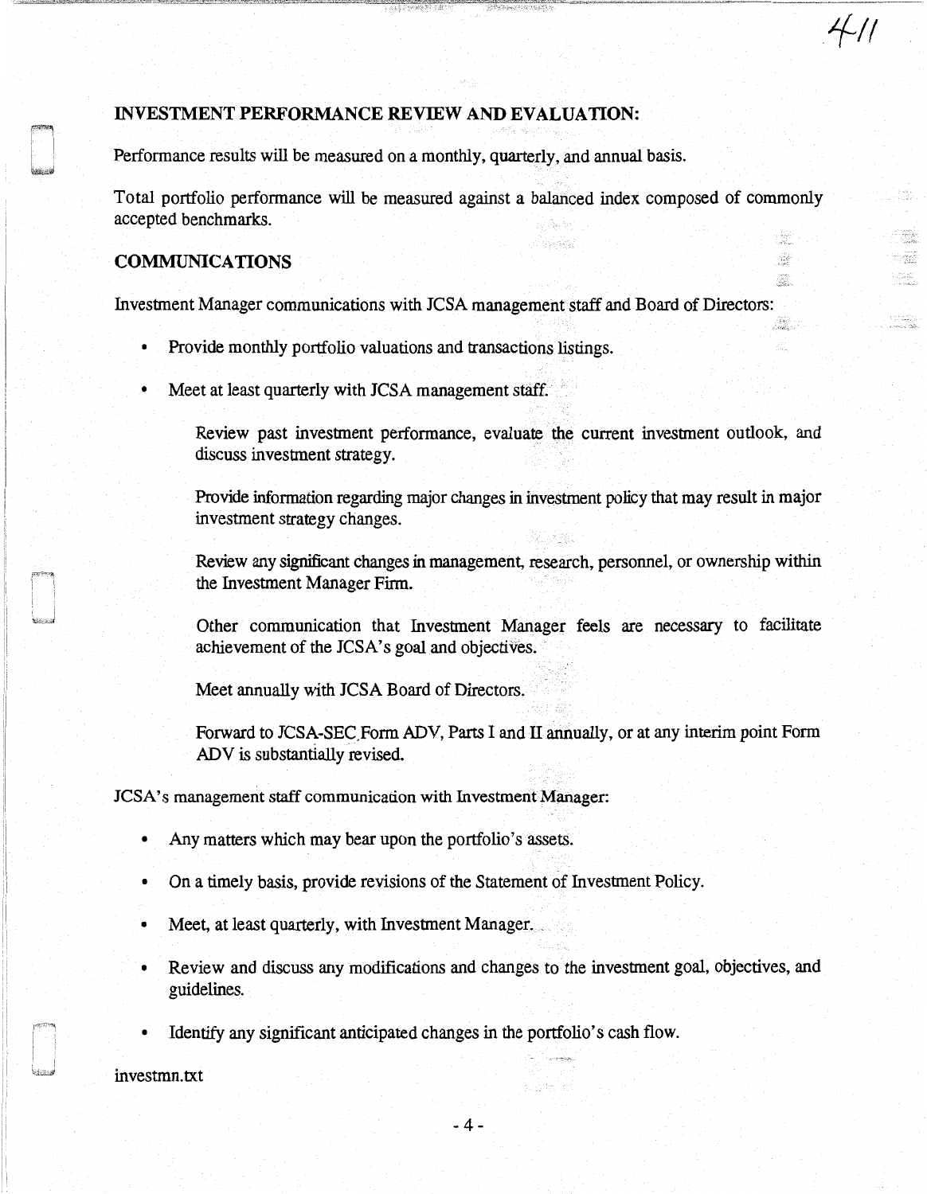## INVESTMENT PERFORMANCE REVIEW AND EVALUATION:

Performance results will be measured on a monthly, quarterly, and annual basis.

Total portfolio performance will be measured against a balanced index composed of commonly accepted benchmarks.

## COMMUNICATIONS

Investment Manager communications with JCSA management staff and Board of Directors:

- Provide monthly portfolio valuations and transactions listings.
- Meet at least quarterly with JCSA management staff.

  Review past investment performance, evaluate the current investment outlook, and discuss investment strategy.

  Provide information regarding major changes in investment policy that may result in major investment strategy changes.

  Review any significant changes in management, research, personnel, or ownership within the Investment Manager Firm.

  Other communication that Investment Manager feels are necessary to facilitate achievement of the JCSA's goal and objectives.

  Meet annually with JCSA Board of Directors.

  Forward to JCSA-SEC Form ADV, Parts I and II annually, or at any interim point Form ADV is substantially revised.

JCSA's management staff communication with Investment Manager:

- Any matters which may bear upon the portfolio's assets.
- On a timely basis, provide revisions of the Statement of Investment Policy.
- Meet, at least quarterly, with Investment Manager.
- Review and discuss any modifications and changes to the investment goal, objectives, and guidelines.
- Identify any significant anticipated changes in the portfolio's cash flow.

investmn.txt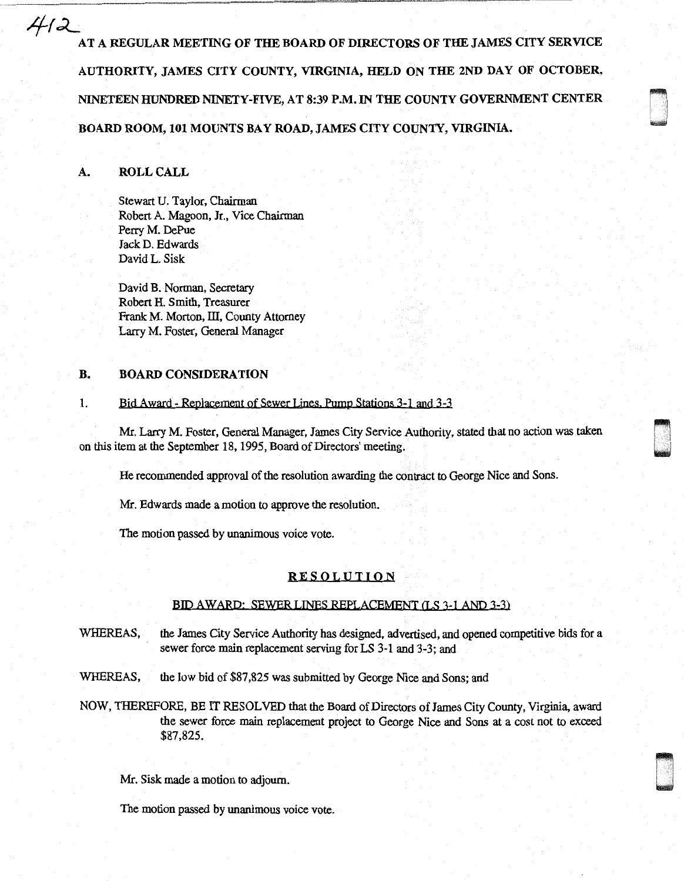AT A REGULAR MEETING OF THE BOARD OF DIRECTORS OF THE JAMES CITY SERVICE AUTHORITY, JAMES CITY COUNTY, VIRGINIA, HELD ON THE 2ND DAY OF OCTOBER, NINETEEN HUNDRED NINETY-FIVE, AT 8:39 P.M. IN THE COUNTY GOVERNMENT CENTER BOARD ROOM, 101 MOUNTS BAY ROAD, JAMES CITY COUNTY, VIRGINIA.

## A. ROLL CALL

Stewart U. Taylor, Chairman
Robert A. Magoon, Jr., Vice Chairman
Perry M. DePue
Jack D. Edwards
David L. Sisk

David B. Norman, Secretary
Robert H. Smith, Treasurer
Frank M. Morton, III, County Attorney
Larry M. Foster, General Manager

## B. BOARD CONSIDERATION

1. Bid Award - Replacement of Sewer Lines, Pump Stations 3-1 and 3-3

Mr. Larry M. Foster, General Manager, James City Service Authority, stated that no action was taken on this item at the September 18, 1995, Board of Directors' meeting.

He recommended approval of the resolution awarding the contract to George Nice and Sons.

Mr. Edwards made a motion to approve the resolution.

The motion passed by unanimous voice vote.

### RESOLUTION

#### BID AWARD: SEWER LINES REPLACEMENT (LS 3-1 AND 3-3)

WHEREAS, the James City Service Authority has designed, advertised, and opened competitive bids for a sewer force main replacement serving for LS 3-1 and 3-3; and

WHEREAS, the low bid of $87,825 was submitted by George Nice and Sons; and

NOW, THEREFORE, BE IT RESOLVED that the Board of Directors of James City County, Virginia, award the sewer force main replacement project to George Nice and Sons at a cost not to exceed $87,825.

Mr. Sisk made a motion to adjourn.

The motion passed by unanimous voice vote.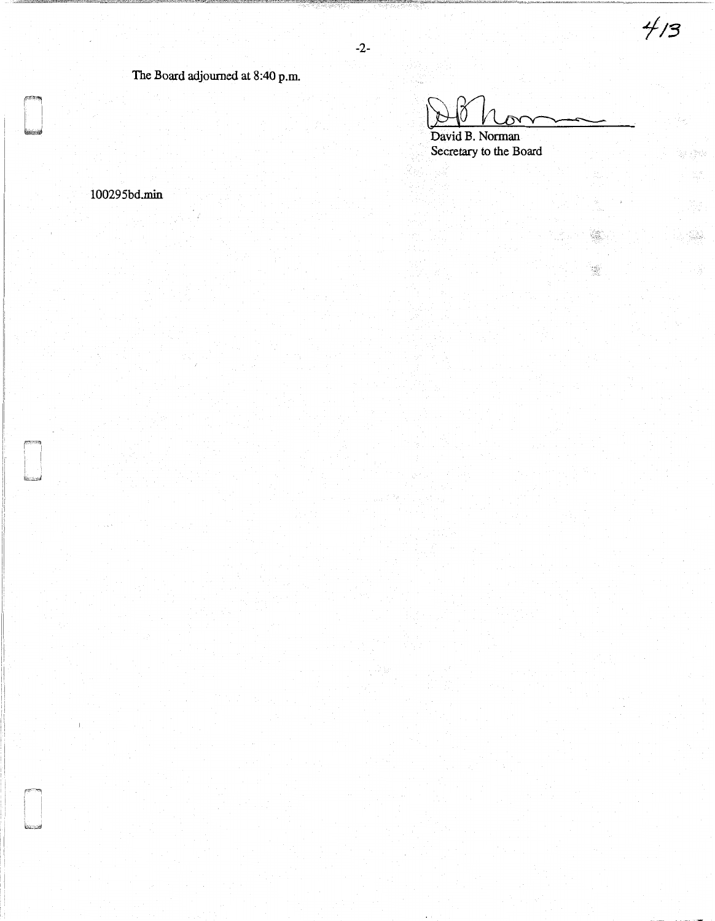The Board adjourned at 8:40 p.m.

David B. Norman
Secretary to the Board

100295bd.min